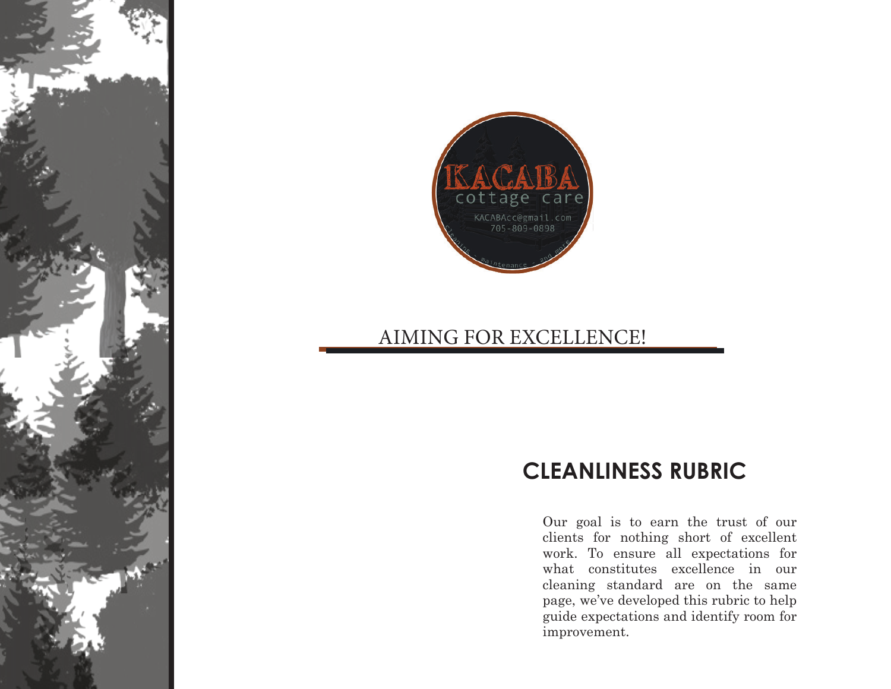KACABA
cottage care
KACABAcc@gmail.com
705-809-0898
cleaning - maintenance - and more

AIMING FOR EXCELLENCE!

## CLEANLINESS RUBRIC

Our goal is to earn the trust of our clients for nothing short of excellent work. To ensure all expectations for what constitutes excellence in our cleaning standard are on the same page, we've developed this rubric to help guide expectations and identify room for improvement.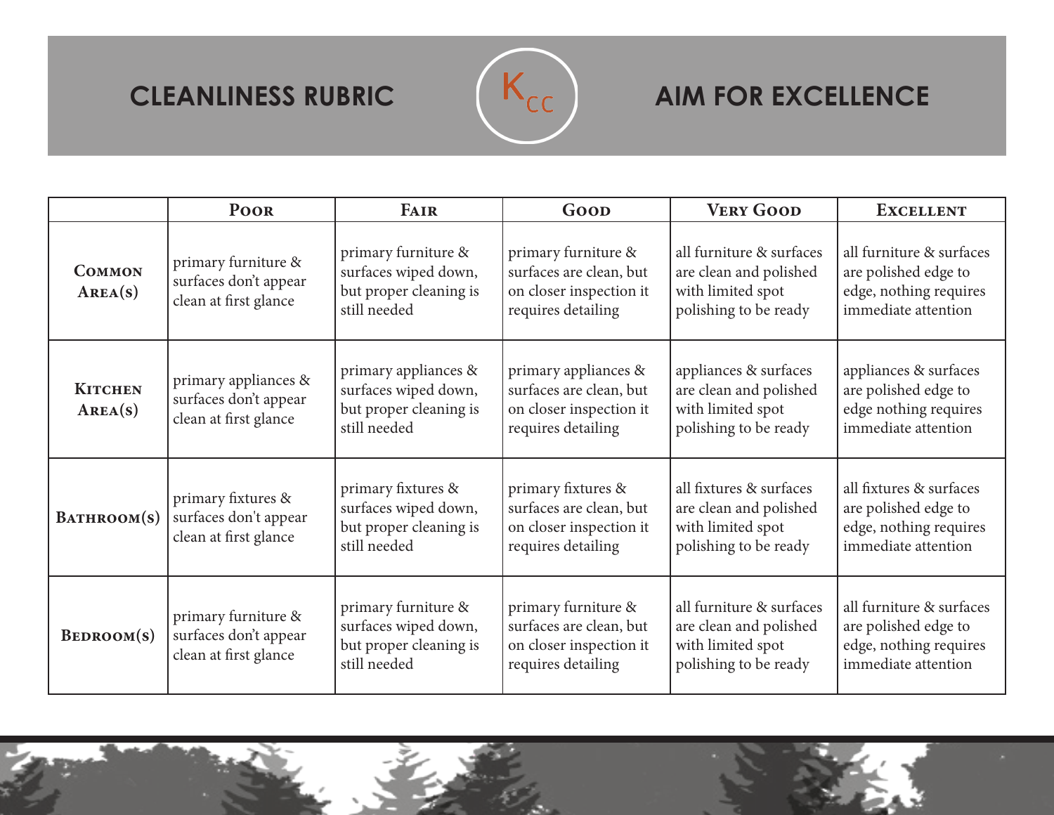# CLEANLINESS RUBRIC

# AIM FOR EXCELLENCE

| | Poor | Fair | Good | Very Good | Excellent |
|---|---|---|---|---|---|
| **Common Area(s)** | primary furniture & surfaces don't appear clean at first glance | primary furniture & surfaces wiped down, but proper cleaning is still needed | primary furniture & surfaces are clean, but on closer inspection it requires detailing | all furniture & surfaces are clean and polished with limited spot polishing to be ready | all furniture & surfaces are polished edge to edge, nothing requires immediate attention |
| **Kitchen Area(s)** | primary appliances & surfaces don't appear clean at first glance | primary appliances & surfaces wiped down, but proper cleaning is still needed | primary appliances & surfaces are clean, but on closer inspection it requires detailing | appliances & surfaces are clean and polished with limited spot polishing to be ready | appliances & surfaces are polished edge to edge nothing requires immediate attention |
| **Bathroom(s)** | primary fixtures & surfaces don't appear clean at first glance | primary fixtures & surfaces wiped down, but proper cleaning is still needed | primary fixtures & surfaces are clean, but on closer inspection it requires detailing | all fixtures & surfaces are clean and polished with limited spot polishing to be ready | all fixtures & surfaces are polished edge to edge, nothing requires immediate attention |
| **Bedroom(s)** | primary furniture & surfaces don't appear clean at first glance | primary furniture & surfaces wiped down, but proper cleaning is still needed | primary furniture & surfaces are clean, but on closer inspection it requires detailing | all furniture & surfaces are clean and polished with limited spot polishing to be ready | all furniture & surfaces are polished edge to edge, nothing requires immediate attention |